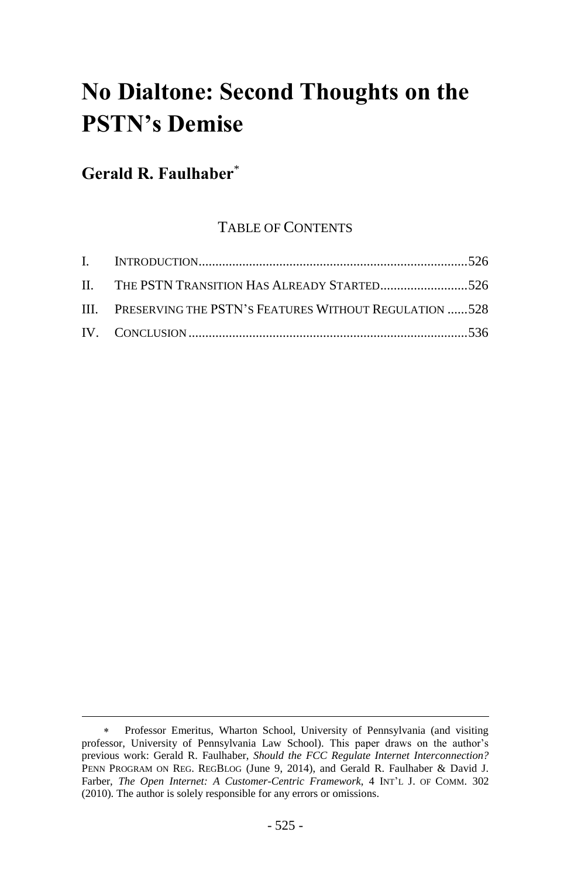# No Dialtone: Second Thoughts on the PSTN's Demise

## Gerald R. Faulhaber[*]

TABLE OF CONTENTS

I. INTRODUCTION ........................................................................ 526
II. THE PSTN TRANSITION HAS ALREADY STARTED .......................... 526
III. PRESERVING THE PSTN'S FEATURES WITHOUT REGULATION ...... 528
IV. CONCLUSION ........................................................................ 536

---

[*] Professor Emeritus, Wharton School, University of Pennsylvania (and visiting professor, University of Pennsylvania Law School). This paper draws on the author's previous work: Gerald R. Faulhaber, *Should the FCC Regulate Internet Interconnection?* PENN PROGRAM ON REG. REGBLOG (June 9, 2014), and Gerald R. Faulhaber & David J. Farber, *The Open Internet: A Customer-Centric Framework*, 4 INT'L J. OF COMM. 302 (2010). The author is solely responsible for any errors or omissions.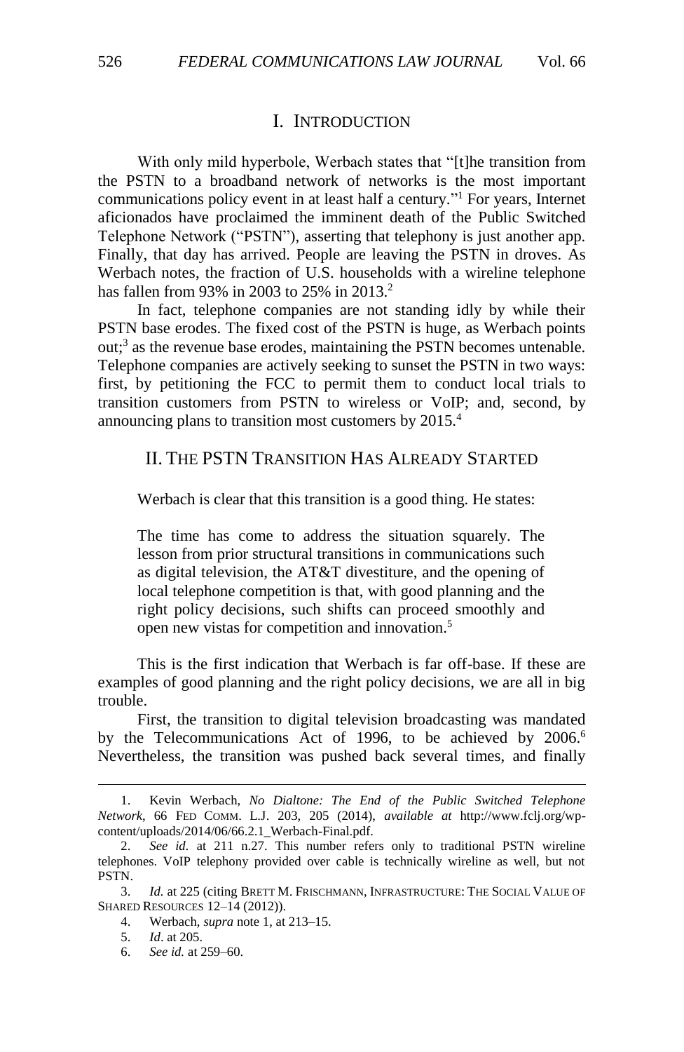## I. Introduction

With only mild hyperbole, Werbach states that "[t]he transition from the PSTN to a broadband network of networks is the most important communications policy event in at least half a century."[1] For years, Internet aficionados have proclaimed the imminent death of the Public Switched Telephone Network ("PSTN"), asserting that telephony is just another app. Finally, that day has arrived. People are leaving the PSTN in droves. As Werbach notes, the fraction of U.S. households with a wireline telephone has fallen from 93% in 2003 to 25% in 2013.[2]

In fact, telephone companies are not standing idly by while their PSTN base erodes. The fixed cost of the PSTN is huge, as Werbach points out;[3] as the revenue base erodes, maintaining the PSTN becomes untenable. Telephone companies are actively seeking to sunset the PSTN in two ways: first, by petitioning the FCC to permit them to conduct local trials to transition customers from PSTN to wireless or VoIP; and, second, by announcing plans to transition most customers by 2015.[4]

## II. The PSTN Transition Has Already Started

Werbach is clear that this transition is a good thing. He states:

> The time has come to address the situation squarely. The lesson from prior structural transitions in communications such as digital television, the AT&T divestiture, and the opening of local telephone competition is that, with good planning and the right policy decisions, such shifts can proceed smoothly and open new vistas for competition and innovation.[5]

This is the first indication that Werbach is far off-base. If these are examples of good planning and the right policy decisions, we are all in big trouble.

First, the transition to digital television broadcasting was mandated by the Telecommunications Act of 1996, to be achieved by 2006.[6] Nevertheless, the transition was pushed back several times, and finally

---

1. Kevin Werbach, *No Dialtone: The End of the Public Switched Telephone Network*, 66 FED COMM. L.J. 203, 205 (2014), *available at* http://www.fclj.org/wp-content/uploads/2014/06/66.2.1_Werbach-Final.pdf.

2. *See id.* at 211 n.27. This number refers only to traditional PSTN wireline telephones. VoIP telephony provided over cable is technically wireline as well, but not PSTN.

3. *Id.* at 225 (citing BRETT M. FRISCHMANN, INFRASTRUCTURE: THE SOCIAL VALUE OF SHARED RESOURCES 12–14 (2012)).

4. Werbach, *supra* note 1, at 213–15.

5. *Id*. at 205.

6. *See id.* at 259–60.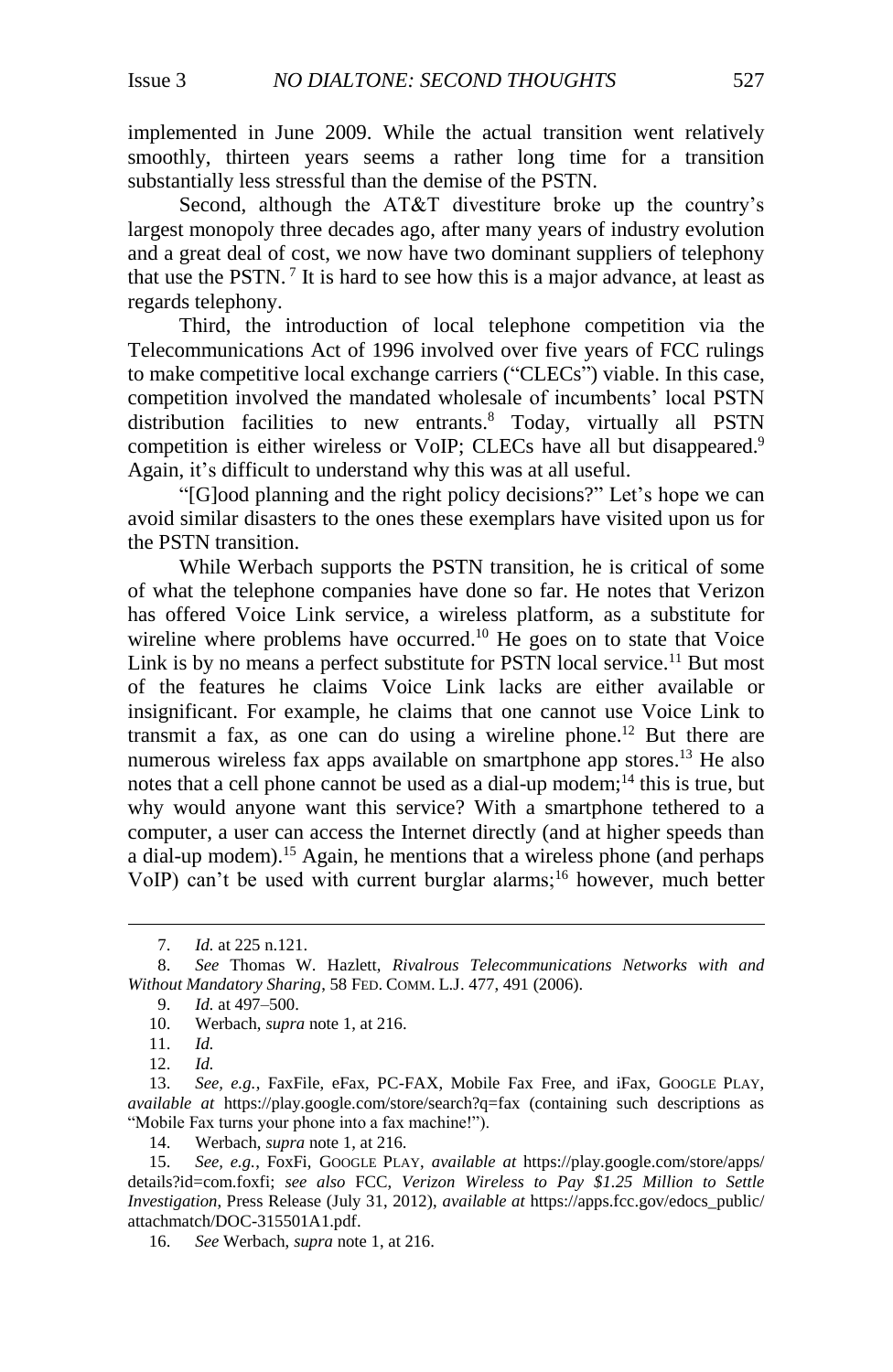implemented in June 2009. While the actual transition went relatively smoothly, thirteen years seems a rather long time for a transition substantially less stressful than the demise of the PSTN.

Second, although the AT&T divestiture broke up the country's largest monopoly three decades ago, after many years of industry evolution and a great deal of cost, we now have two dominant suppliers of telephony that use the PSTN.[7] It is hard to see how this is a major advance, at least as regards telephony.

Third, the introduction of local telephone competition via the Telecommunications Act of 1996 involved over five years of FCC rulings to make competitive local exchange carriers ("CLECs") viable. In this case, competition involved the mandated wholesale of incumbents' local PSTN distribution facilities to new entrants.[8] Today, virtually all PSTN competition is either wireless or VoIP; CLECs have all but disappeared.[9] Again, it's difficult to understand why this was at all useful.

"[G]ood planning and the right policy decisions?" Let's hope we can avoid similar disasters to the ones these exemplars have visited upon us for the PSTN transition.

While Werbach supports the PSTN transition, he is critical of some of what the telephone companies have done so far. He notes that Verizon has offered Voice Link service, a wireless platform, as a substitute for wireline where problems have occurred.[10] He goes on to state that Voice Link is by no means a perfect substitute for PSTN local service.[11] But most of the features he claims Voice Link lacks are either available or insignificant. For example, he claims that one cannot use Voice Link to transmit a fax, as one can do using a wireline phone.[12] But there are numerous wireless fax apps available on smartphone app stores.[13] He also notes that a cell phone cannot be used as a dial-up modem;[14] this is true, but why would anyone want this service? With a smartphone tethered to a computer, a user can access the Internet directly (and at higher speeds than a dial-up modem).[15] Again, he mentions that a wireless phone (and perhaps VoIP) can't be used with current burglar alarms;[16] however, much better

---

7. *Id.* at 225 n.121.

8. *See* Thomas W. Hazlett, *Rivalrous Telecommunications Networks with and Without Mandatory Sharing*, 58 FED. COMM. L.J. 477, 491 (2006).

9. *Id.* at 497–500.

10. Werbach, *supra* note 1, at 216.

11. *Id.*

12. *Id.*

13. *See, e.g.*, FaxFile, eFax, PC-FAX, Mobile Fax Free, and iFax, GOOGLE PLAY, *available at* https://play.google.com/store/search?q=fax (containing such descriptions as "Mobile Fax turns your phone into a fax machine!").

14. Werbach, *supra* note 1, at 216.

15. *See, e.g.*, FoxFi, GOOGLE PLAY, *available at* https://play.google.com/store/apps/details?id=com.foxfi; *see also* FCC, *Verizon Wireless to Pay $1.25 Million to Settle Investigation*, Press Release (July 31, 2012), *available at* https://apps.fcc.gov/edocs_public/attachmatch/DOC-315501A1.pdf.

16. *See* Werbach, *supra* note 1, at 216.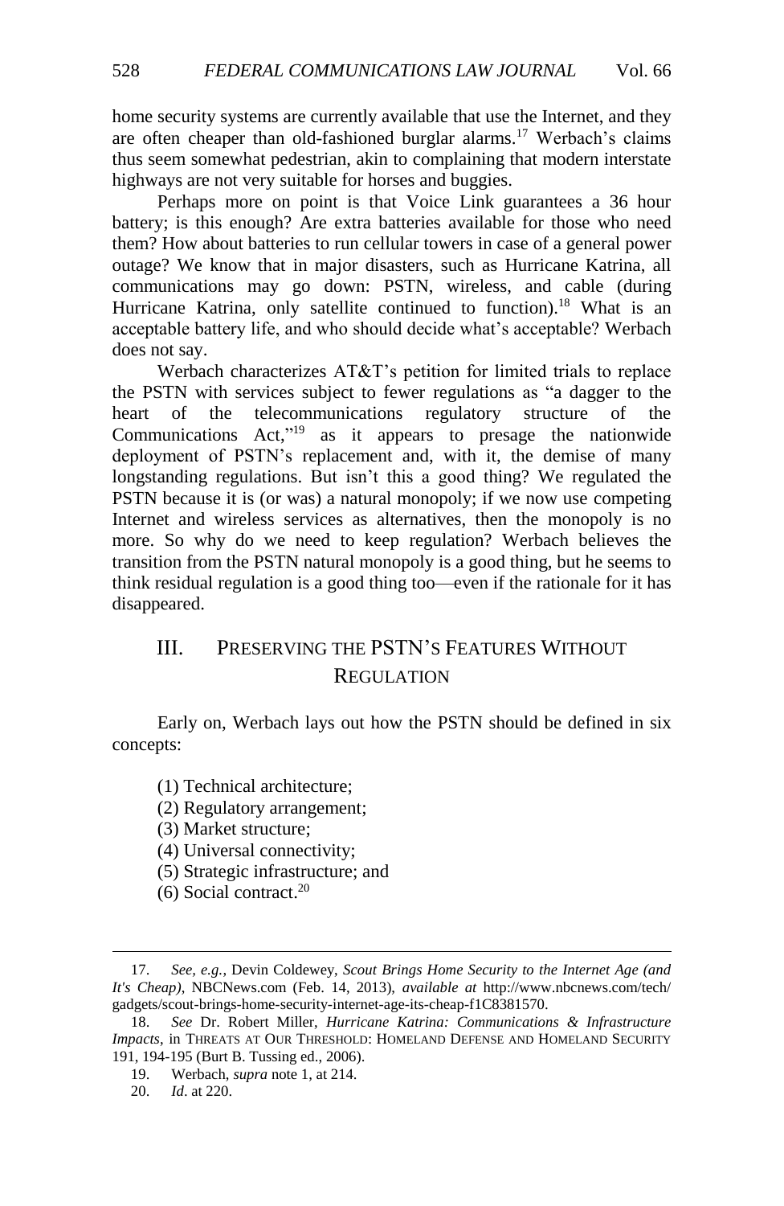home security systems are currently available that use the Internet, and they are often cheaper than old-fashioned burglar alarms.[17] Werbach's claims thus seem somewhat pedestrian, akin to complaining that modern interstate highways are not very suitable for horses and buggies.

Perhaps more on point is that Voice Link guarantees a 36 hour battery; is this enough? Are extra batteries available for those who need them? How about batteries to run cellular towers in case of a general power outage? We know that in major disasters, such as Hurricane Katrina, all communications may go down: PSTN, wireless, and cable (during Hurricane Katrina, only satellite continued to function).[18] What is an acceptable battery life, and who should decide what's acceptable? Werbach does not say.

Werbach characterizes AT&T's petition for limited trials to replace the PSTN with services subject to fewer regulations as "a dagger to the heart of the telecommunications regulatory structure of the Communications Act,"[19] as it appears to presage the nationwide deployment of PSTN's replacement and, with it, the demise of many longstanding regulations. But isn't this a good thing? We regulated the PSTN because it is (or was) a natural monopoly; if we now use competing Internet and wireless services as alternatives, then the monopoly is no more. So why do we need to keep regulation? Werbach believes the transition from the PSTN natural monopoly is a good thing, but he seems to think residual regulation is a good thing too—even if the rationale for it has disappeared.

## III. Preserving the PSTN's Features Without Regulation

Early on, Werbach lays out how the PSTN should be defined in six concepts:

(1) Technical architecture;
(2) Regulatory arrangement;
(3) Market structure;
(4) Universal connectivity;
(5) Strategic infrastructure; and
(6) Social contract.[20]

---

17. *See, e.g.*, Devin Coldewey, *Scout Brings Home Security to the Internet Age (and It's Cheap)*, NBCNews.com (Feb. 14, 2013), *available at* http://www.nbcnews.com/tech/gadgets/scout-brings-home-security-internet-age-its-cheap-f1C8381570.

18. *See* Dr. Robert Miller, *Hurricane Katrina: Communications & Infrastructure Impacts*, in THREATS AT OUR THRESHOLD: HOMELAND DEFENSE AND HOMELAND SECURITY 191, 194-195 (Burt B. Tussing ed., 2006).

19. Werbach, *supra* note 1, at 214.

20. *Id*. at 220.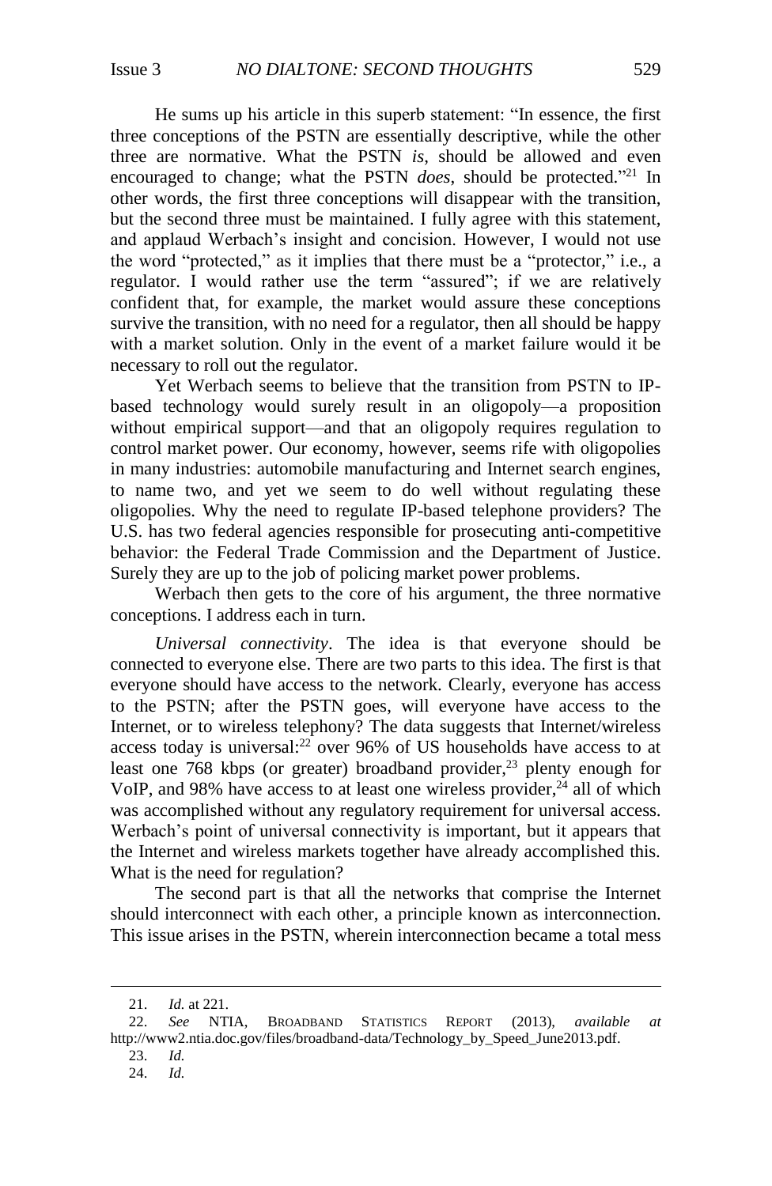He sums up his article in this superb statement: "In essence, the first three conceptions of the PSTN are essentially descriptive, while the other three are normative. What the PSTN *is*, should be allowed and even encouraged to change; what the PSTN *does*, should be protected."[21] In other words, the first three conceptions will disappear with the transition, but the second three must be maintained. I fully agree with this statement, and applaud Werbach's insight and concision. However, I would not use the word "protected," as it implies that there must be a "protector," i.e., a regulator. I would rather use the term "assured"; if we are relatively confident that, for example, the market would assure these conceptions survive the transition, with no need for a regulator, then all should be happy with a market solution. Only in the event of a market failure would it be necessary to roll out the regulator.

Yet Werbach seems to believe that the transition from PSTN to IP-based technology would surely result in an oligopoly—a proposition without empirical support—and that an oligopoly requires regulation to control market power. Our economy, however, seems rife with oligopolies in many industries: automobile manufacturing and Internet search engines, to name two, and yet we seem to do well without regulating these oligopolies. Why the need to regulate IP-based telephone providers? The U.S. has two federal agencies responsible for prosecuting anti-competitive behavior: the Federal Trade Commission and the Department of Justice. Surely they are up to the job of policing market power problems.

Werbach then gets to the core of his argument, the three normative conceptions. I address each in turn.

*Universal connectivity*. The idea is that everyone should be connected to everyone else. There are two parts to this idea. The first is that everyone should have access to the network. Clearly, everyone has access to the PSTN; after the PSTN goes, will everyone have access to the Internet, or to wireless telephony? The data suggests that Internet/wireless access today is universal:[22] over 96% of US households have access to at least one 768 kbps (or greater) broadband provider,[23] plenty enough for VoIP, and 98% have access to at least one wireless provider,[24] all of which was accomplished without any regulatory requirement for universal access. Werbach's point of universal connectivity is important, but it appears that the Internet and wireless markets together have already accomplished this. What is the need for regulation?

The second part is that all the networks that comprise the Internet should interconnect with each other, a principle known as interconnection. This issue arises in the PSTN, wherein interconnection became a total mess

---

21. *Id.* at 221.

22. *See* NTIA, BROADBAND STATISTICS REPORT (2013), *available at* http://www2.ntia.doc.gov/files/broadband-data/Technology_by_Speed_June2013.pdf.

23. *Id.*

24. *Id.*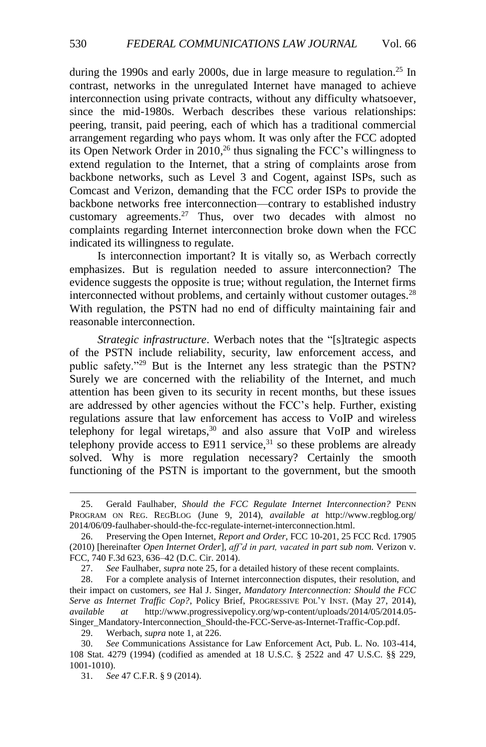during the 1990s and early 2000s, due in large measure to regulation.[25] In contrast, networks in the unregulated Internet have managed to achieve interconnection using private contracts, without any difficulty whatsoever, since the mid-1980s. Werbach describes these various relationships: peering, transit, paid peering, each of which has a traditional commercial arrangement regarding who pays whom. It was only after the FCC adopted its Open Network Order in 2010,[26] thus signaling the FCC's willingness to extend regulation to the Internet, that a string of complaints arose from backbone networks, such as Level 3 and Cogent, against ISPs, such as Comcast and Verizon, demanding that the FCC order ISPs to provide the backbone networks free interconnection—contrary to established industry customary agreements.[27] Thus, over two decades with almost no complaints regarding Internet interconnection broke down when the FCC indicated its willingness to regulate.

Is interconnection important? It is vitally so, as Werbach correctly emphasizes. But is regulation needed to assure interconnection? The evidence suggests the opposite is true; without regulation, the Internet firms interconnected without problems, and certainly without customer outages.[28] With regulation, the PSTN had no end of difficulty maintaining fair and reasonable interconnection.

*Strategic infrastructure*. Werbach notes that the "[s]trategic aspects of the PSTN include reliability, security, law enforcement access, and public safety."[29] But is the Internet any less strategic than the PSTN? Surely we are concerned with the reliability of the Internet, and much attention has been given to its security in recent months, but these issues are addressed by other agencies without the FCC's help. Further, existing regulations assure that law enforcement has access to VoIP and wireless telephony for legal wiretaps,[30] and also assure that VoIP and wireless telephony provide access to E911 service,[31] so these problems are already solved. Why is more regulation necessary? Certainly the smooth functioning of the PSTN is important to the government, but the smooth

---

25. Gerald Faulhaber, *Should the FCC Regulate Internet Interconnection?* PENN PROGRAM ON REG. REGBLOG (June 9, 2014), *available at* http://www.regblog.org/2014/06/09-faulhaber-should-the-fcc-regulate-internet-interconnection.html.

26. Preserving the Open Internet, *Report and Order*, FCC 10-201, 25 FCC Rcd. 17905 (2010) [hereinafter *Open Internet Order*], *aff'd in part, vacated in part sub nom.* Verizon v. FCC, 740 F.3d 623, 636–42 (D.C. Cir. 2014).

27. *See* Faulhaber, *supra* note 25, for a detailed history of these recent complaints.

28. For a complete analysis of Internet interconnection disputes, their resolution, and their impact on customers, *see* Hal J. Singer, *Mandatory Interconnection: Should the FCC Serve as Internet Traffic Cop?*, Policy Brief, PROGRESSIVE POL'Y INST. (May 27, 2014), *available at* http://www.progressivepolicy.org/wp-content/uploads/2014/05/2014.05-Singer_Mandatory-Interconnection_Should-the-FCC-Serve-as-Internet-Traffic-Cop.pdf.

29. Werbach, *supra* note 1, at 226.

30. *See* Communications Assistance for Law Enforcement Act, Pub. L. No. 103-414, 108 Stat. 4279 (1994) (codified as amended at 18 U.S.C. § 2522 and 47 U.S.C. §§ 229, 1001-1010).

31. *See* 47 C.F.R. § 9 (2014).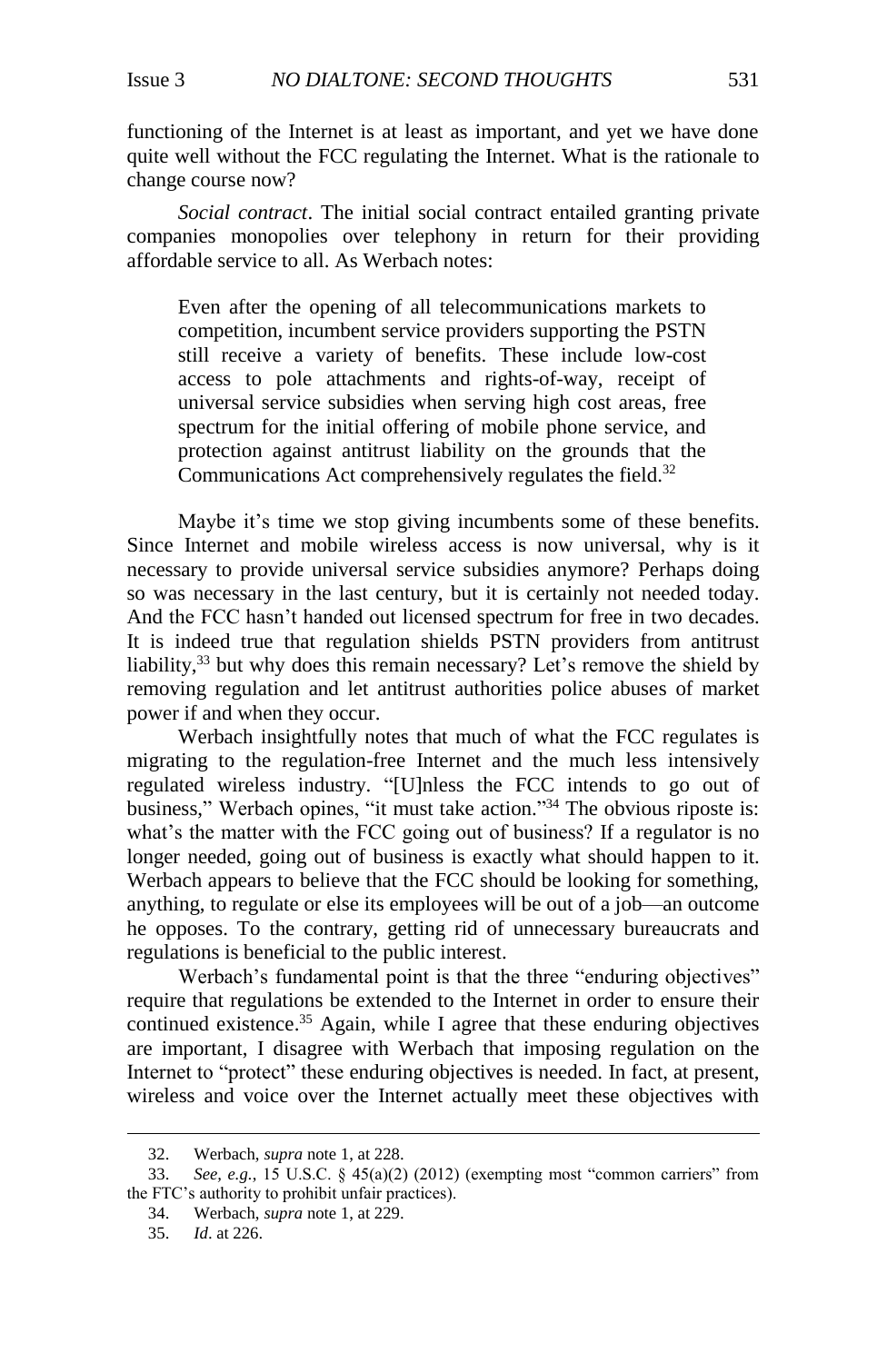functioning of the Internet is at least as important, and yet we have done quite well without the FCC regulating the Internet. What is the rationale to change course now?

*Social contract*. The initial social contract entailed granting private companies monopolies over telephony in return for their providing affordable service to all. As Werbach notes:

> Even after the opening of all telecommunications markets to competition, incumbent service providers supporting the PSTN still receive a variety of benefits. These include low-cost access to pole attachments and rights-of-way, receipt of universal service subsidies when serving high cost areas, free spectrum for the initial offering of mobile phone service, and protection against antitrust liability on the grounds that the Communications Act comprehensively regulates the field.[32]

Maybe it's time we stop giving incumbents some of these benefits. Since Internet and mobile wireless access is now universal, why is it necessary to provide universal service subsidies anymore? Perhaps doing so was necessary in the last century, but it is certainly not needed today. And the FCC hasn't handed out licensed spectrum for free in two decades. It is indeed true that regulation shields PSTN providers from antitrust liability,[33] but why does this remain necessary? Let's remove the shield by removing regulation and let antitrust authorities police abuses of market power if and when they occur.

Werbach insightfully notes that much of what the FCC regulates is migrating to the regulation-free Internet and the much less intensively regulated wireless industry. "[U]nless the FCC intends to go out of business," Werbach opines, "it must take action."[34] The obvious riposte is: what's the matter with the FCC going out of business? If a regulator is no longer needed, going out of business is exactly what should happen to it. Werbach appears to believe that the FCC should be looking for something, anything, to regulate or else its employees will be out of a job—an outcome he opposes. To the contrary, getting rid of unnecessary bureaucrats and regulations is beneficial to the public interest.

Werbach's fundamental point is that the three "enduring objectives" require that regulations be extended to the Internet in order to ensure their continued existence.[35] Again, while I agree that these enduring objectives are important, I disagree with Werbach that imposing regulation on the Internet to "protect" these enduring objectives is needed. In fact, at present, wireless and voice over the Internet actually meet these objectives with

---

32. Werbach, *supra* note 1, at 228.

33. *See, e.g.*, 15 U.S.C. § 45(a)(2) (2012) (exempting most "common carriers" from the FTC's authority to prohibit unfair practices).

34. Werbach, *supra* note 1, at 229.

35. *Id*. at 226.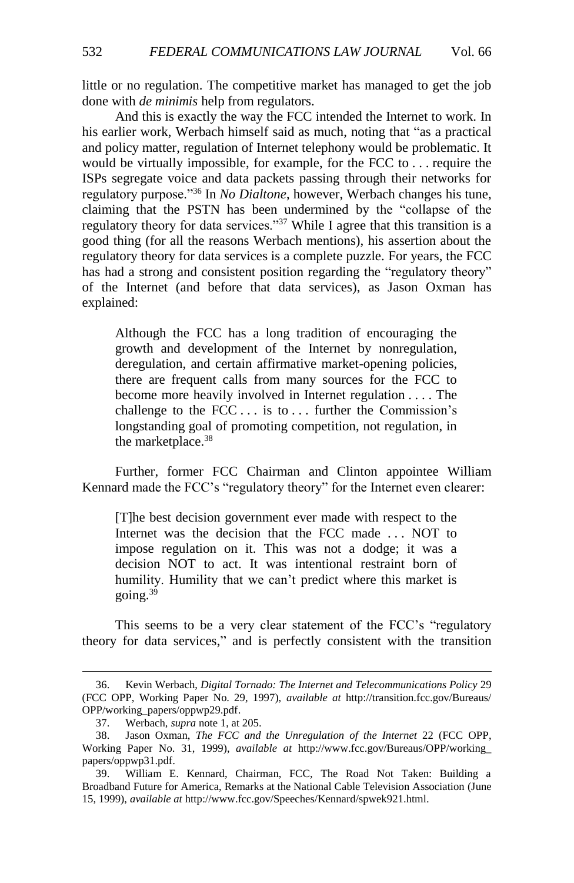little or no regulation. The competitive market has managed to get the job done with *de minimis* help from regulators.

And this is exactly the way the FCC intended the Internet to work. In his earlier work, Werbach himself said as much, noting that "as a practical and policy matter, regulation of Internet telephony would be problematic. It would be virtually impossible, for example, for the FCC to . . . require the ISPs segregate voice and data packets passing through their networks for regulatory purpose."[36] In *No Dialtone*, however, Werbach changes his tune, claiming that the PSTN has been undermined by the "collapse of the regulatory theory for data services."[37] While I agree that this transition is a good thing (for all the reasons Werbach mentions), his assertion about the regulatory theory for data services is a complete puzzle. For years, the FCC has had a strong and consistent position regarding the "regulatory theory" of the Internet (and before that data services), as Jason Oxman has explained:

> Although the FCC has a long tradition of encouraging the growth and development of the Internet by nonregulation, deregulation, and certain affirmative market-opening policies, there are frequent calls from many sources for the FCC to become more heavily involved in Internet regulation . . . . The challenge to the FCC . . . is to . . . further the Commission's longstanding goal of promoting competition, not regulation, in the marketplace.[38]

Further, former FCC Chairman and Clinton appointee William Kennard made the FCC's "regulatory theory" for the Internet even clearer:

> [T]he best decision government ever made with respect to the Internet was the decision that the FCC made . . . NOT to impose regulation on it. This was not a dodge; it was a decision NOT to act. It was intentional restraint born of humility. Humility that we can't predict where this market is going.[39]

This seems to be a very clear statement of the FCC's "regulatory theory for data services," and is perfectly consistent with the transition

---

36. Kevin Werbach, *Digital Tornado: The Internet and Telecommunications Policy* 29 (FCC OPP, Working Paper No. 29, 1997), *available at* http://transition.fcc.gov/Bureaus/OPP/working_papers/oppwp29.pdf.

37. Werbach, *supra* note 1, at 205.

38. Jason Oxman, *The FCC and the Unregulation of the Internet* 22 (FCC OPP, Working Paper No. 31, 1999), *available at* http://www.fcc.gov/Bureaus/OPP/working_papers/oppwp31.pdf.

39. William E. Kennard, Chairman, FCC, The Road Not Taken: Building a Broadband Future for America, Remarks at the National Cable Television Association (June 15, 1999), *available at* http://www.fcc.gov/Speeches/Kennard/spwek921.html.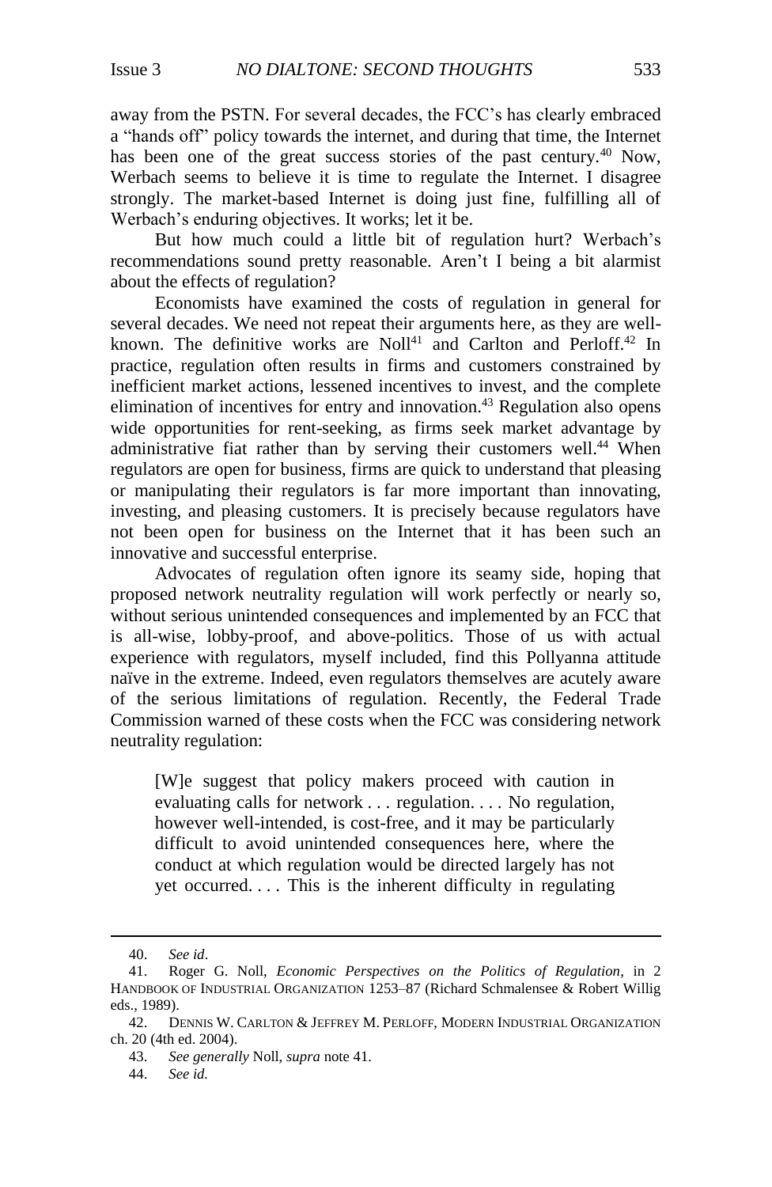away from the PSTN. For several decades, the FCC's has clearly embraced a "hands off" policy towards the internet, and during that time, the Internet has been one of the great success stories of the past century.[40] Now, Werbach seems to believe it is time to regulate the Internet. I disagree strongly. The market-based Internet is doing just fine, fulfilling all of Werbach's enduring objectives. It works; let it be.

But how much could a little bit of regulation hurt? Werbach's recommendations sound pretty reasonable. Aren't I being a bit alarmist about the effects of regulation?

Economists have examined the costs of regulation in general for several decades. We need not repeat their arguments here, as they are well-known. The definitive works are Noll[41] and Carlton and Perloff.[42] In practice, regulation often results in firms and customers constrained by inefficient market actions, lessened incentives to invest, and the complete elimination of incentives for entry and innovation.[43] Regulation also opens wide opportunities for rent-seeking, as firms seek market advantage by administrative fiat rather than by serving their customers well.[44] When regulators are open for business, firms are quick to understand that pleasing or manipulating their regulators is far more important than innovating, investing, and pleasing customers. It is precisely because regulators have not been open for business on the Internet that it has been such an innovative and successful enterprise.

Advocates of regulation often ignore its seamy side, hoping that proposed network neutrality regulation will work perfectly or nearly so, without serious unintended consequences and implemented by an FCC that is all-wise, lobby-proof, and above-politics. Those of us with actual experience with regulators, myself included, find this Pollyanna attitude naïve in the extreme. Indeed, even regulators themselves are acutely aware of the serious limitations of regulation. Recently, the Federal Trade Commission warned of these costs when the FCC was considering network neutrality regulation:

> [W]e suggest that policy makers proceed with caution in evaluating calls for network . . . regulation. . . . No regulation, however well-intended, is cost-free, and it may be particularly difficult to avoid unintended consequences here, where the conduct at which regulation would be directed largely has not yet occurred. . . . This is the inherent difficulty in regulating

---

40. *See id*.

41. Roger G. Noll, *Economic Perspectives on the Politics of Regulation*, in 2 HANDBOOK OF INDUSTRIAL ORGANIZATION 1253–87 (Richard Schmalensee & Robert Willig eds., 1989).

42. DENNIS W. CARLTON & JEFFREY M. PERLOFF, MODERN INDUSTRIAL ORGANIZATION ch. 20 (4th ed. 2004).

43. *See generally* Noll, *supra* note 41.

44. *See id.*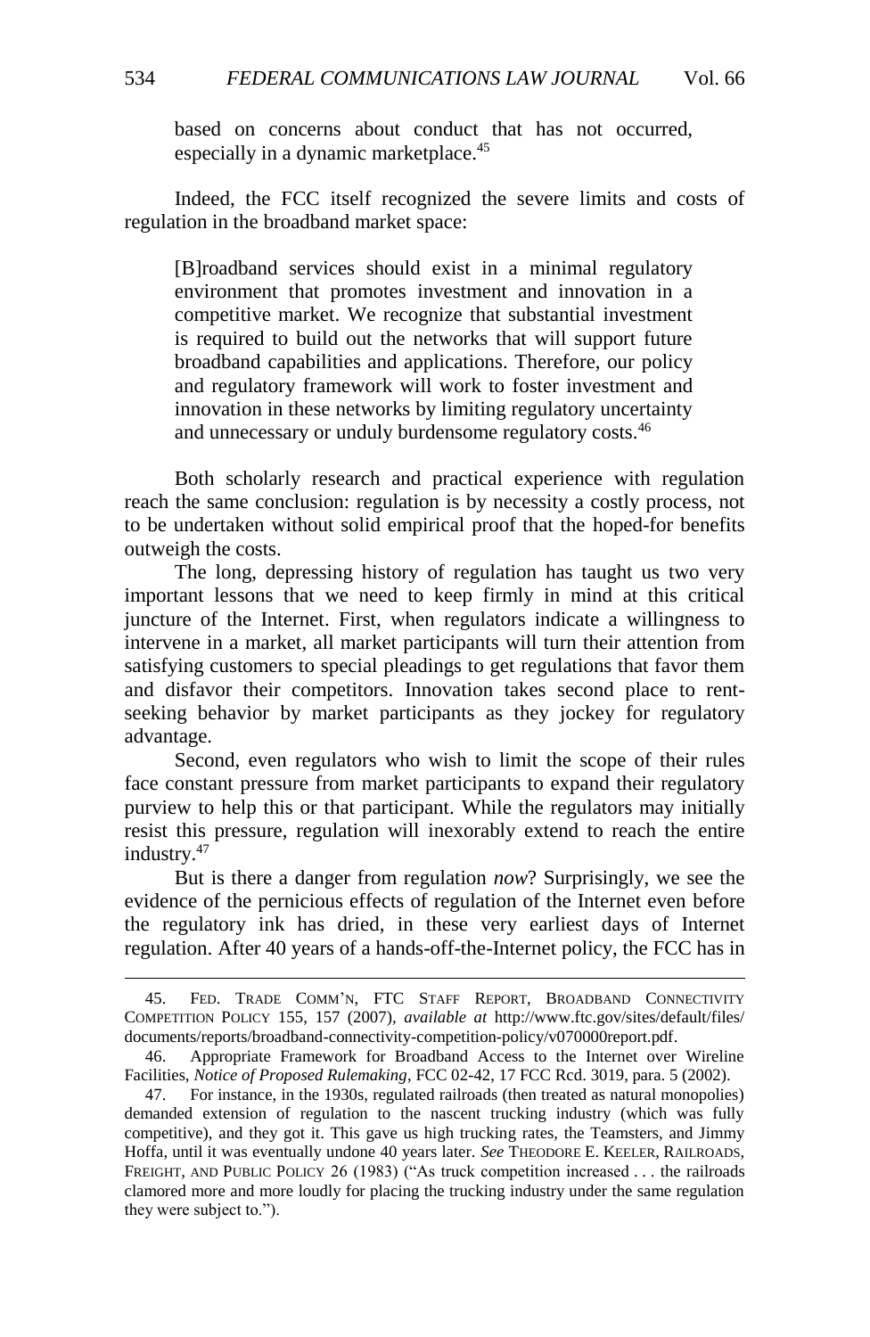> based on concerns about conduct that has not occurred, especially in a dynamic marketplace.[45]

Indeed, the FCC itself recognized the severe limits and costs of regulation in the broadband market space:

> [B]roadband services should exist in a minimal regulatory environment that promotes investment and innovation in a competitive market. We recognize that substantial investment is required to build out the networks that will support future broadband capabilities and applications. Therefore, our policy and regulatory framework will work to foster investment and innovation in these networks by limiting regulatory uncertainty and unnecessary or unduly burdensome regulatory costs.[46]

Both scholarly research and practical experience with regulation reach the same conclusion: regulation is by necessity a costly process, not to be undertaken without solid empirical proof that the hoped-for benefits outweigh the costs.

The long, depressing history of regulation has taught us two very important lessons that we need to keep firmly in mind at this critical juncture of the Internet. First, when regulators indicate a willingness to intervene in a market, all market participants will turn their attention from satisfying customers to special pleadings to get regulations that favor them and disfavor their competitors. Innovation takes second place to rent-seeking behavior by market participants as they jockey for regulatory advantage.

Second, even regulators who wish to limit the scope of their rules face constant pressure from market participants to expand their regulatory purview to help this or that participant. While the regulators may initially resist this pressure, regulation will inexorably extend to reach the entire industry.[47]

But is there a danger from regulation *now*? Surprisingly, we see the evidence of the pernicious effects of regulation of the Internet even before the regulatory ink has dried, in these very earliest days of Internet regulation. After 40 years of a hands-off-the-Internet policy, the FCC has in

---

45. FED. TRADE COMM'N, FTC STAFF REPORT, BROADBAND CONNECTIVITY COMPETITION POLICY 155, 157 (2007), *available at* http://www.ftc.gov/sites/default/files/documents/reports/broadband-connectivity-competition-policy/v070000report.pdf.

46. Appropriate Framework for Broadband Access to the Internet over Wireline Facilities, *Notice of Proposed Rulemaking*, FCC 02-42, 17 FCC Rcd. 3019, para. 5 (2002).

47. For instance, in the 1930s, regulated railroads (then treated as natural monopolies) demanded extension of regulation to the nascent trucking industry (which was fully competitive), and they got it. This gave us high trucking rates, the Teamsters, and Jimmy Hoffa, until it was eventually undone 40 years later. *See* THEODORE E. KEELER, RAILROADS, FREIGHT, AND PUBLIC POLICY 26 (1983) ("As truck competition increased . . . the railroads clamored more and more loudly for placing the trucking industry under the same regulation they were subject to.").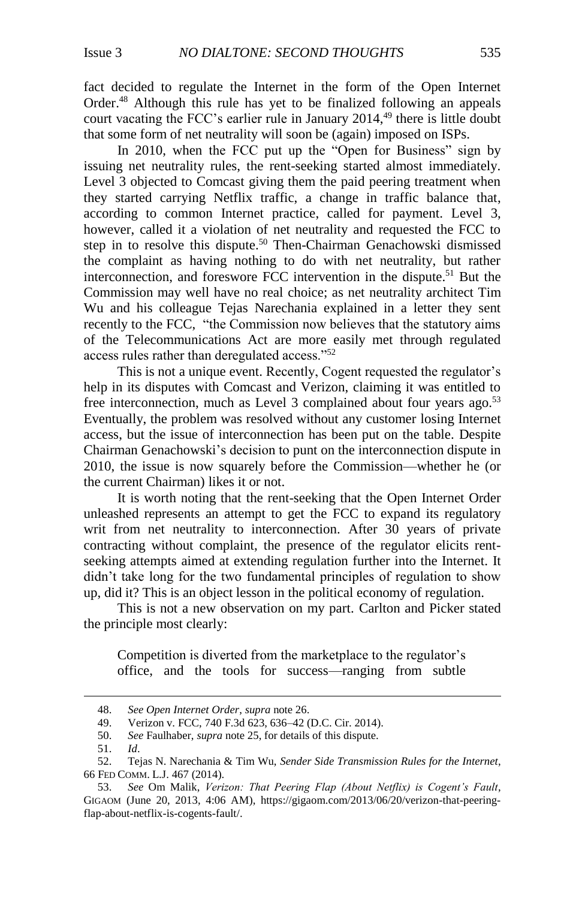fact decided to regulate the Internet in the form of the Open Internet Order.[48] Although this rule has yet to be finalized following an appeals court vacating the FCC's earlier rule in January 2014,[49] there is little doubt that some form of net neutrality will soon be (again) imposed on ISPs.

In 2010, when the FCC put up the "Open for Business" sign by issuing net neutrality rules, the rent-seeking started almost immediately. Level 3 objected to Comcast giving them the paid peering treatment when they started carrying Netflix traffic, a change in traffic balance that, according to common Internet practice, called for payment. Level 3, however, called it a violation of net neutrality and requested the FCC to step in to resolve this dispute.[50] Then-Chairman Genachowski dismissed the complaint as having nothing to do with net neutrality, but rather interconnection, and foreswore FCC intervention in the dispute.[51] But the Commission may well have no real choice; as net neutrality architect Tim Wu and his colleague Tejas Narechania explained in a letter they sent recently to the FCC, "the Commission now believes that the statutory aims of the Telecommunications Act are more easily met through regulated access rules rather than deregulated access."[52]

This is not a unique event. Recently, Cogent requested the regulator's help in its disputes with Comcast and Verizon, claiming it was entitled to free interconnection, much as Level 3 complained about four years ago.[53] Eventually, the problem was resolved without any customer losing Internet access, but the issue of interconnection has been put on the table. Despite Chairman Genachowski's decision to punt on the interconnection dispute in 2010, the issue is now squarely before the Commission—whether he (or the current Chairman) likes it or not.

It is worth noting that the rent-seeking that the Open Internet Order unleashed represents an attempt to get the FCC to expand its regulatory writ from net neutrality to interconnection. After 30 years of private contracting without complaint, the presence of the regulator elicits rent-seeking attempts aimed at extending regulation further into the Internet. It didn't take long for the two fundamental principles of regulation to show up, did it? This is an object lesson in the political economy of regulation.

This is not a new observation on my part. Carlton and Picker stated the principle most clearly:

> Competition is diverted from the marketplace to the regulator's office, and the tools for success—ranging from subtle

---

48. *See Open Internet Order*, *supra* note 26.
49. Verizon v. FCC, 740 F.3d 623, 636–42 (D.C. Cir. 2014).
50. *See* Faulhaber, *supra* note 25, for details of this dispute.
51. *Id*.
52. Tejas N. Narechania & Tim Wu, *Sender Side Transmission Rules for the Internet*, 66 FED COMM. L.J. 467 (2014).
53. *See* Om Malik, *Verizon: That Peering Flap (About Netflix) is Cogent's Fault*, GIGAOM (June 20, 2013, 4:06 AM), https://gigaom.com/2013/06/20/verizon-that-peering-flap-about-netflix-is-cogents-fault/.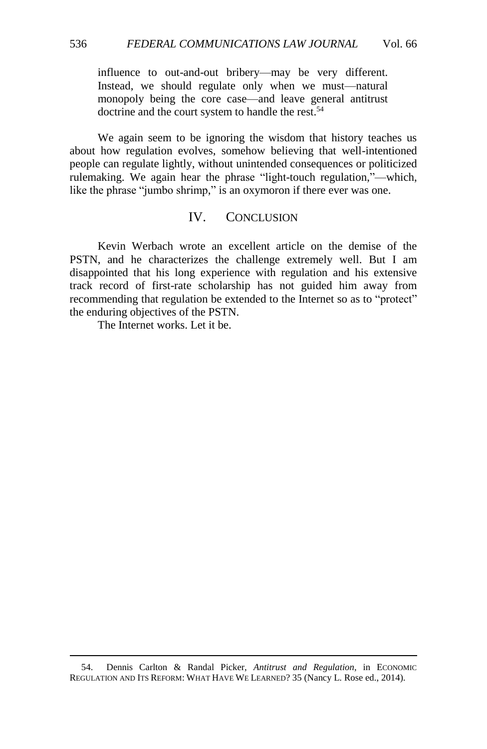> influence to out-and-out bribery—may be very different. Instead, we should regulate only when we must—natural monopoly being the core case—and leave general antitrust doctrine and the court system to handle the rest.[54]

We again seem to be ignoring the wisdom that history teaches us about how regulation evolves, somehow believing that well-intentioned people can regulate lightly, without unintended consequences or politicized rulemaking. We again hear the phrase "light-touch regulation,"—which, like the phrase "jumbo shrimp," is an oxymoron if there ever was one.

## IV. CONCLUSION

Kevin Werbach wrote an excellent article on the demise of the PSTN, and he characterizes the challenge extremely well. But I am disappointed that his long experience with regulation and his extensive track record of first-rate scholarship has not guided him away from recommending that regulation be extended to the Internet so as to "protect" the enduring objectives of the PSTN.

The Internet works. Let it be.

---

54. Dennis Carlton & Randal Picker, *Antitrust and Regulation*, in ECONOMIC REGULATION AND ITS REFORM: WHAT HAVE WE LEARNED? 35 (Nancy L. Rose ed., 2014).